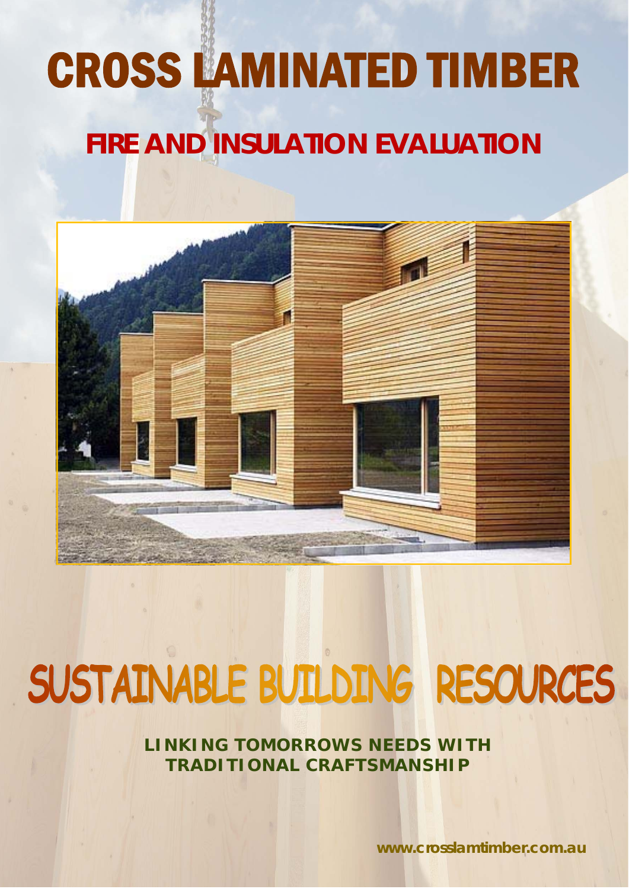# CROSS LAMINATED TIMBER

## FIRE AND INSULATION EVALUATION

# SUSTAINABLE BUILDING RESOURCES

**LINKING TOMORROWS NEEDS WITH TRADITIONAL CRAFTSMANSHIP**

**www.crosslamtimber.com.au**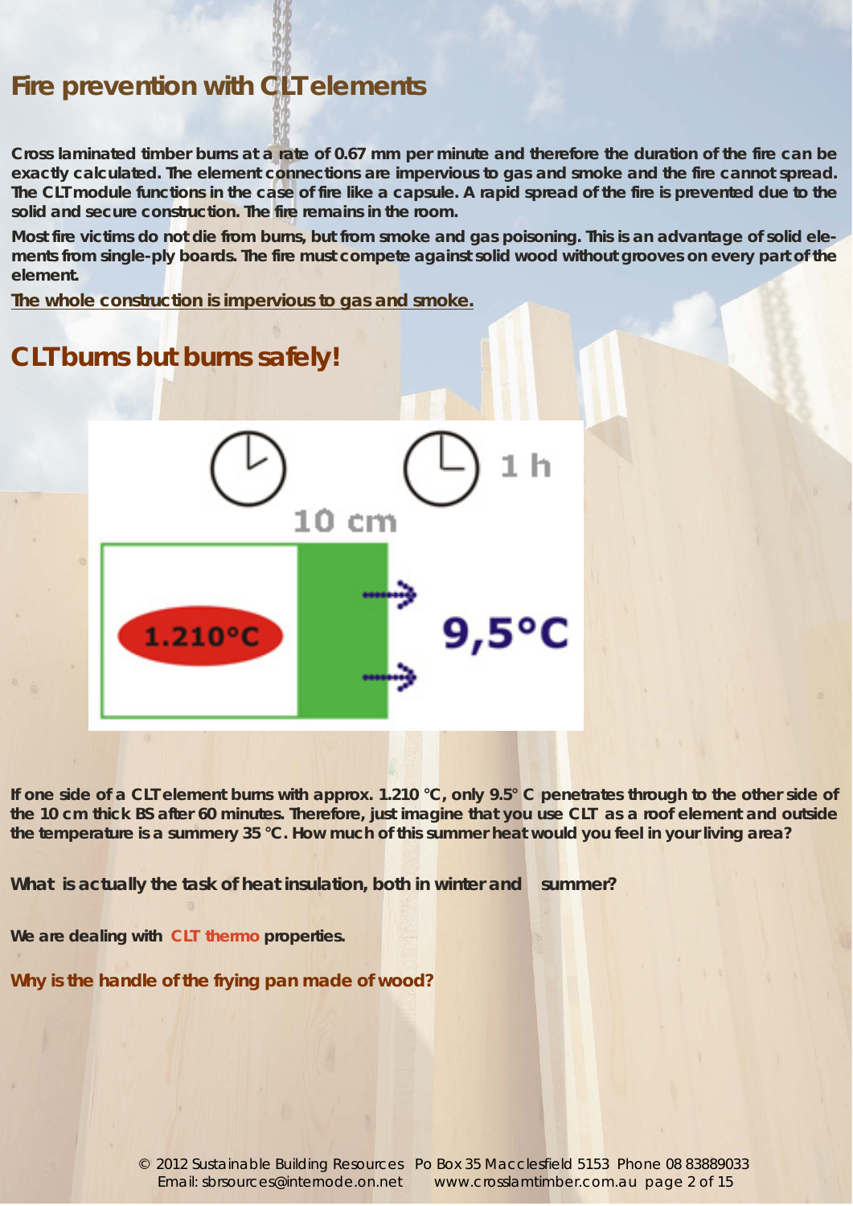# Fire prevention with CLT elements

**Cross laminated timber burns at a rate of 0.67 mm per minute and therefore the duration of the fire can be exactly calculated. The element connections are impervious to gas and smoke and the fire cannot spread. The CLT module functions in the case of fire like a capsule. A rapid spread of the fire is prevented due to the solid and secure construction. The fire remains in the room.**

**Most fire victims do not die from burns, but from smoke and gas poisoning. This is an advantage of solid elements from single-ply boards. The fire must compete against solid wood without grooves on every part of the element.**

**<u>The whole construction is impervious to gas and smoke.</u>**

## CLT burns but burns safely!

1 h

10 cm

1.210°C

9,5°C

**If one side of a CLT element burns with approx. 1.210 °C, only 9.5° C penetrates through to the other side of the 10 cm thick BS after 60 minutes. Therefore, just imagine that you use CLT as a roof element and outside the temperature is a summery 35 °C. How much of this summer heat would you feel in your living area?**

**What is actually the task of heat insulation, both in winter and summer?**

**We are dealing with CLT thermo properties.**

**Why is the handle of the frying pan made of wood?**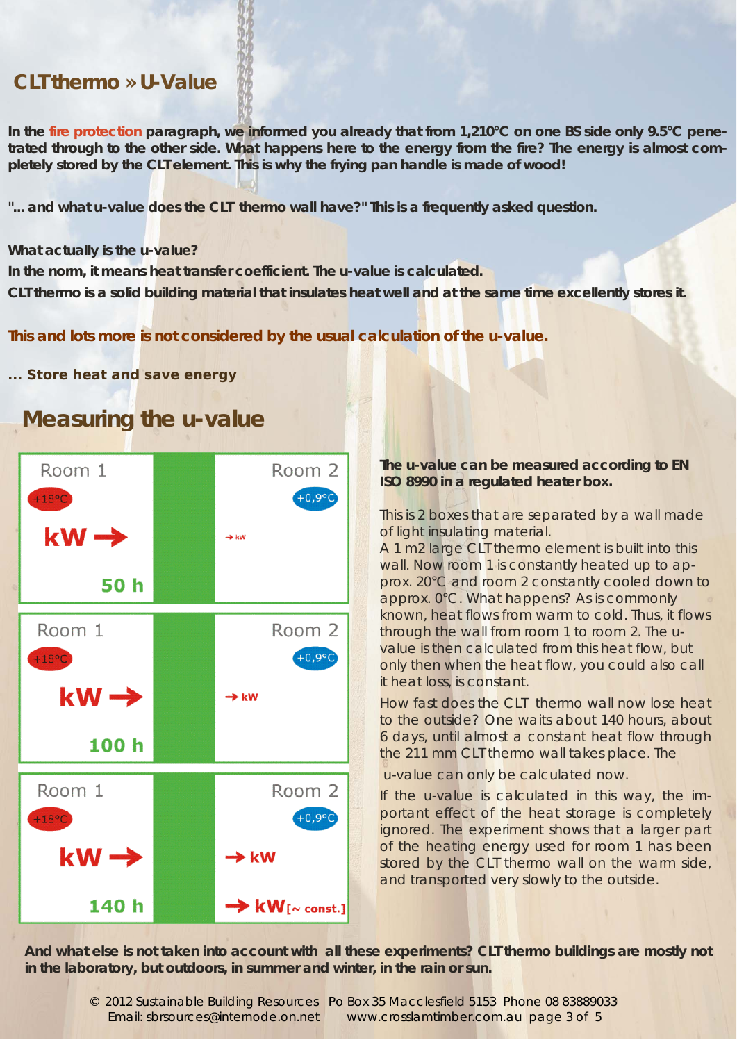## CLTthermo » U-Value

**In the fire protection paragraph, we informed you already that from 1,210°C on one BS side only 9.5°C penetrated through to the other side. What happens here to the energy from the fire? The energy is almost completely stored by the CLT element. This is why the frying pan handle is made of wood!**

**"... and what u-value does the CLT thermo wall have?" This is a frequently asked question.**

**What actually is the u-value?**
**In the norm, it means heat transfer coefficient. The u-value is calculated.**
**CLTthermo is a solid building material that insulates heat well and at the same time excellently stores it.**

**This and lots more is not considered by the usual calculation of the u-value.**

**... Store heat and save energy**

## Measuring the u-value

| Room 1 | Room 2 |
|---|---|
| +18°C, kW →, 50 h | +0,9°C, → kW |
| +18°C, kW →, 100 h | +0,9°C, → kW |
| +18°C, kW →, 140 h | +0,9°C, → kW, → kW[~ const.] |

**The u-value can be measured according to EN ISO 8990 in a regulated heater box.**

This is 2 boxes that are separated by a wall made of light insulating material.
A 1 m2 large CLT thermo element is built into this wall. Now room 1 is constantly heated up to approx. 20°C and room 2 constantly cooled down to approx. 0°C. What happens? As is commonly known, heat flows from warm to cold. Thus, it flows through the wall from room 1 to room 2. The u-value is then calculated from this heat flow, but only then when the heat flow, you could also call it heat loss, is constant.

How fast does the CLT thermo wall now lose heat to the outside? One waits about 140 hours, about 6 days, until almost a constant heat flow through the 211 mm CLT thermo wall takes place. The u-value can only be calculated now.

If the u-value is calculated in this way, the important effect of the heat storage is completely ignored. The experiment shows that a larger part of the heating energy used for room 1 has been stored by the CLT thermo wall on the warm side, and transported very slowly to the outside.

**And what else is not taken into account with all these experiments? CLT thermo buildings are mostly not in the laboratory, but outdoors, in summer and winter, in the rain or sun.**

© 2012 Sustainable Building Resources Po Box 35 Macclesfield 5153 Phone 08 83889033
Email: sbrsources@internode.on.net www.crosslamtimber.com.au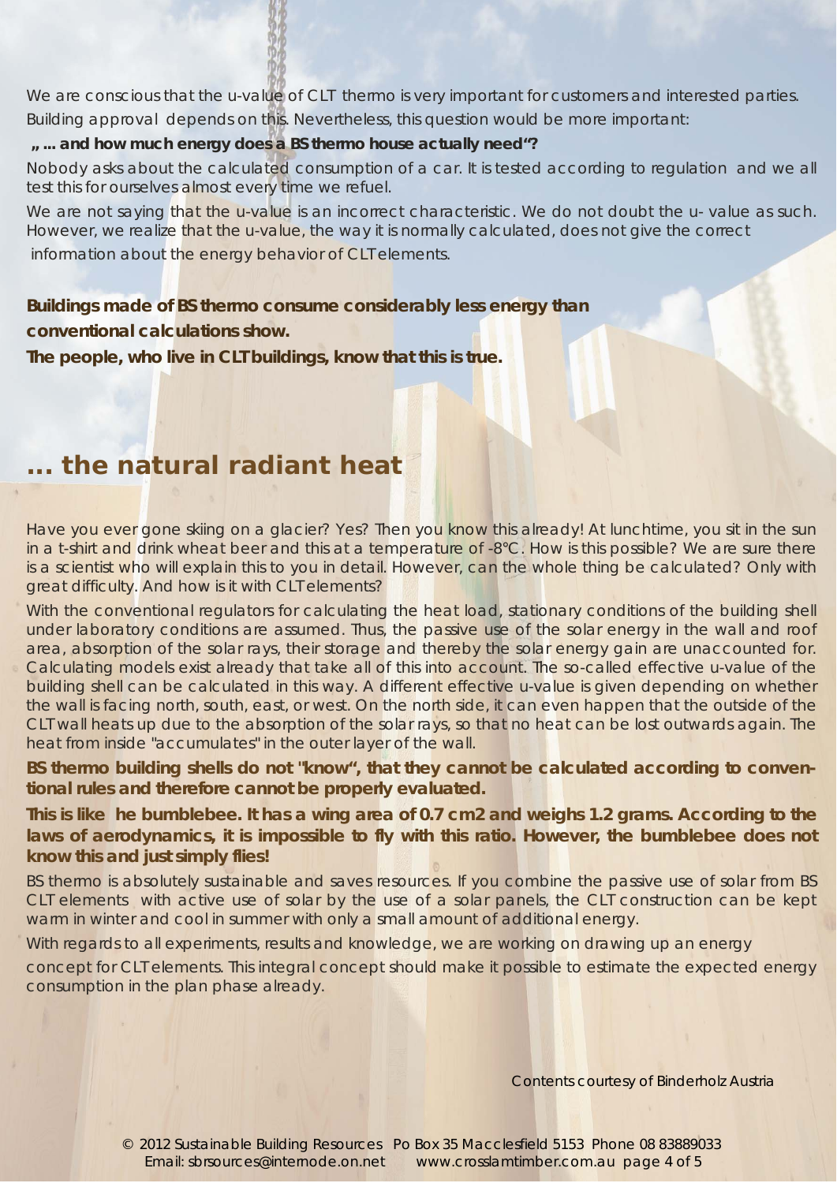We are conscious that the u-value of CLT thermo is very important for customers and interested parties. Building approval depends on this. Nevertheless, this question would be more important:

**„ ... and how much energy does a BS thermo house actually need“?**

Nobody asks about the calculated consumption of a car. It is tested according to regulation and we all test this for ourselves almost every time we refuel.

We are not saying that the u-value is an incorrect characteristic. We do not doubt the u- value as such. However, we realize that the u-value, the way it is normally calculated, does not give the correct information about the energy behavior of CLT elements.

**Buildings made of BS thermo consume considerably less energy than conventional calculations show.**
**The people, who live in CLT buildings, know that this is true.**

## ... the natural radiant heat

Have you ever gone skiing on a glacier? Yes? Then you know this already! At lunchtime, you sit in the sun in a t-shirt and drink wheat beer and this at a temperature of -8°C. How is this possible? We are sure there is a scientist who will explain this to you in detail. However, can the whole thing be calculated? Only with great difficulty. And how is it with CLT elements?

With the conventional regulators for calculating the heat load, stationary conditions of the building shell under laboratory conditions are assumed. Thus, the passive use of the solar energy in the wall and roof area, absorption of the solar rays, their storage and thereby the solar energy gain are unaccounted for. Calculating models exist already that take all of this into account. The so-called effective u-value of the building shell can be calculated in this way. A different effective u-value is given depending on whether the wall is facing north, south, east, or west. On the north side, it can even happen that the outside of the CLT wall heats up due to the absorption of the solar rays, so that no heat can be lost outwards again. The heat from inside "accumulates" in the outer layer of the wall.

**BS thermo building shells do not "know“, that they cannot be calculated according to conventional rules and therefore cannot be properly evaluated.**

**This is like he bumblebee. It has a wing area of 0.7 cm2 and weighs 1.2 grams. According to the laws of aerodynamics, it is impossible to fly with this ratio. However, the bumblebee does not know this and just simply flies!**

BS thermo is absolutely sustainable and saves resources. If you combine the passive use of solar from BS CLT elements with active use of solar by the use of a solar panels, the CLT construction can be kept warm in winter and cool in summer with only a small amount of additional energy.

With regards to all experiments, results and knowledge, we are working on drawing up an energy concept for CLT elements. This integral concept should make it possible to estimate the expected energy consumption in the plan phase already.

Contents courtesy of Binderholz Austria

© 2012 Sustainable Building Resources Po Box 35 Macclesfield 5153 Phone 08 83889033
Email: sbrsources@internode.on.net www.crosslamtimber.com.au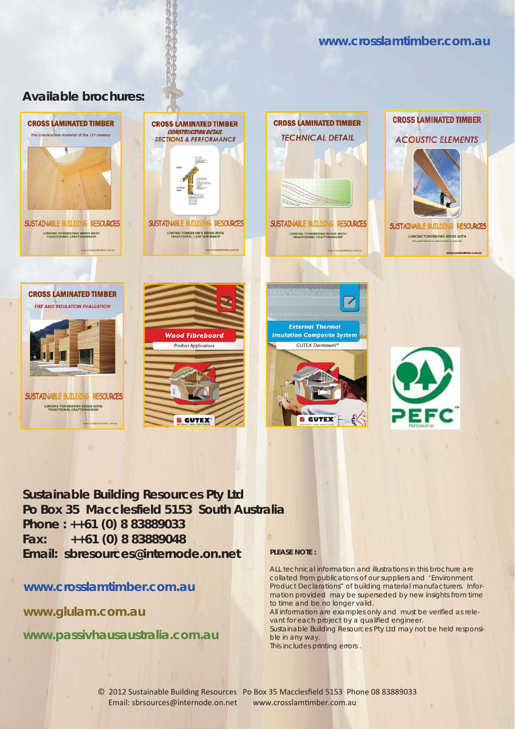www.crosslamtimber.com.au

## Available brochures:

CROSS LAMINATED TIMBER
*The construction material of the 21st century*
SUSTAINABLE BUILDING RESOURCES
LINKING TOMORROWS NEEDS WITH TRADITIONAL CRAFTSMANSHIP

CROSS LAMINATED TIMBER
*CONSTRUCTION DETAIL*
*SECTIONS & PERFORMANCE*
SUSTAINABLE BUILDING RESOURCES
LINKING TOMORROW'S NEEDS WITH TRADITIONAL CRAFTSMANSHIP

CROSS LAMINATED TIMBER
TECHNICAL DETAIL
SUSTAINABLE BUILDING RESOURCES
LINKING TOMORROWS NEEDS WITH TRADITIONAL CRAFTSMANSHIP

CROSS LAMINATED TIMBER
ACOUSTIC ELEMENTS
SUSTAINABLE BUILDING RESOURCES
LINKING TOMORROWS NEEDS WITH TRADITIONAL CRAFTSMANSHIP

CROSS LAMINATED TIMBER
*FIRE AND INSULATION EVALUATION*
SUSTAINABLE BUILDING RESOURCES
LINKING TOMORROWS NEEDS WITH TRADITIONAL CRAFTSMANSHIP

*Wood Fibreboard*
*Product Applications*
GUTEX

*External Thermal Insulation Composite System*
*GUTEX Thermowall®*
GUTEX

PEFC

**Sustainable Building Resources Pty Ltd**
**Po Box 35 Macclesfield 5153 South Australia**
**Phone : ++61 (0) 8 83889033**
**Fax: ++61 (0) 8 83889048**
**Email: sbresources@internode.on.net**

**www.crosslamtimber.com.au**

**www.glulam.com.au**

**www.passivhausaustralia.com.au**

**PLEASE NOTE :**

ALL technical information and illustrations in this brochure are collated from publications of our suppliers and 'Environment Product Declarations" of building material manufacturers. Information provided may be superseded by new insights from time to time and be no longer valid.
All information are examples only and must be verified as relevant for each project by a qualified engineer.
Sustainable Building Resources Pty Ltd may not be held responsible in any way.
This includes printing errors.

© 2012 Sustainable Building Resources Po Box 35 Macclesfield 5153 Phone 08 83889033
Email: sbrsources@internode.on.net www.crosslamtimber.com.au